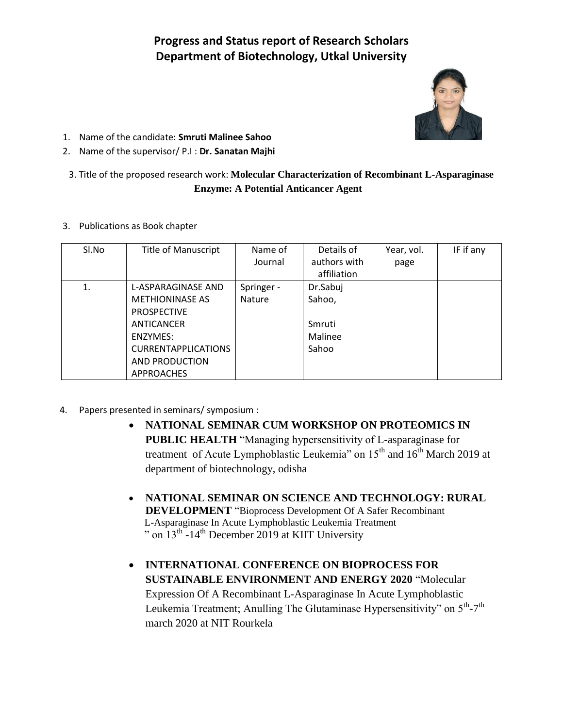# Progress and Status report of Research Scholars
# Department of Biotechnology, Utkal University

1. Name of the candidate: **Smruti Malinee Sahoo**
2. Name of the supervisor/ P.I : **Dr. Sanatan Majhi**

3. Title of the proposed research work: **Molecular Characterization of Recombinant L-Asparaginase Enzyme: A Potential Anticancer Agent**

3. Publications as Book chapter

| Sl.No | Title of Manuscript | Name of Journal | Details of authors with affiliation | Year, vol. page | IF if any |
|---|---|---|---|---|---|
| 1. | L-ASPARAGINASE AND METHIONINASE AS PROSPECTIVE ANTICANCER ENZYMES: CURRENTAPPLICATIONS AND PRODUCTION APPROACHES | Springer - Nature | Dr.Sabuj Sahoo, Smruti Malinee Sahoo | | |

4. Papers presented in seminars/ symposium :

- **NATIONAL SEMINAR CUM WORKSHOP ON PROTEOMICS IN PUBLIC HEALTH** "Managing hypersensitivity of L-asparaginase for treatment of Acute Lymphoblastic Leukemia" on 15th and 16th March 2019 at department of biotechnology, odisha

- **NATIONAL SEMINAR ON SCIENCE AND TECHNOLOGY: RURAL DEVELOPMENT** "Bioprocess Development Of A Safer Recombinant L-Asparaginase In Acute Lymphoblastic Leukemia Treatment" on 13th -14th December 2019 at KIIT University

- **INTERNATIONAL CONFERENCE ON BIOPROCESS FOR SUSTAINABLE ENVIRONMENT AND ENERGY 2020** "Molecular Expression Of A Recombinant L-Asparaginase In Acute Lymphoblastic Leukemia Treatment; Anulling The Glutaminase Hypersensitivity" on 5th-7th march 2020 at NIT Rourkela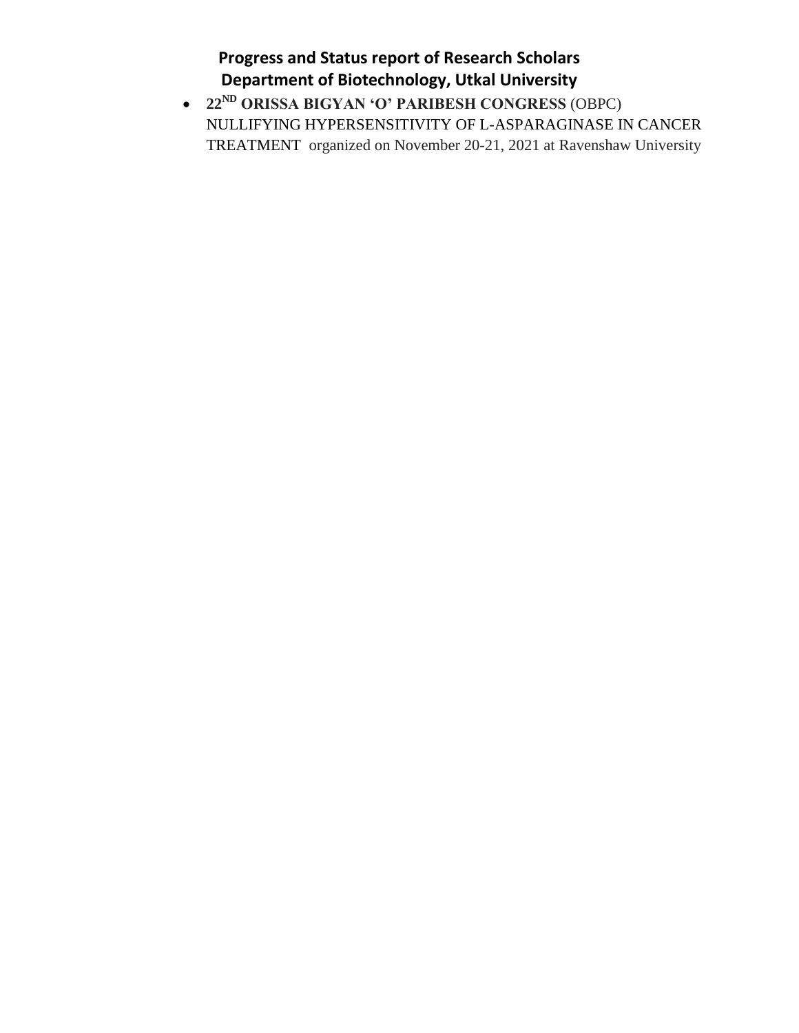**Progress and Status report of Research Scholars**
**Department of Biotechnology, Utkal University**

- **22ND ORISSA BIGYAN 'O' PARIBESH CONGRESS** (OBPC) NULLIFYING HYPERSENSITIVITY OF L-ASPARAGINASE IN CANCER TREATMENT organized on November 20-21, 2021 at Ravenshaw University